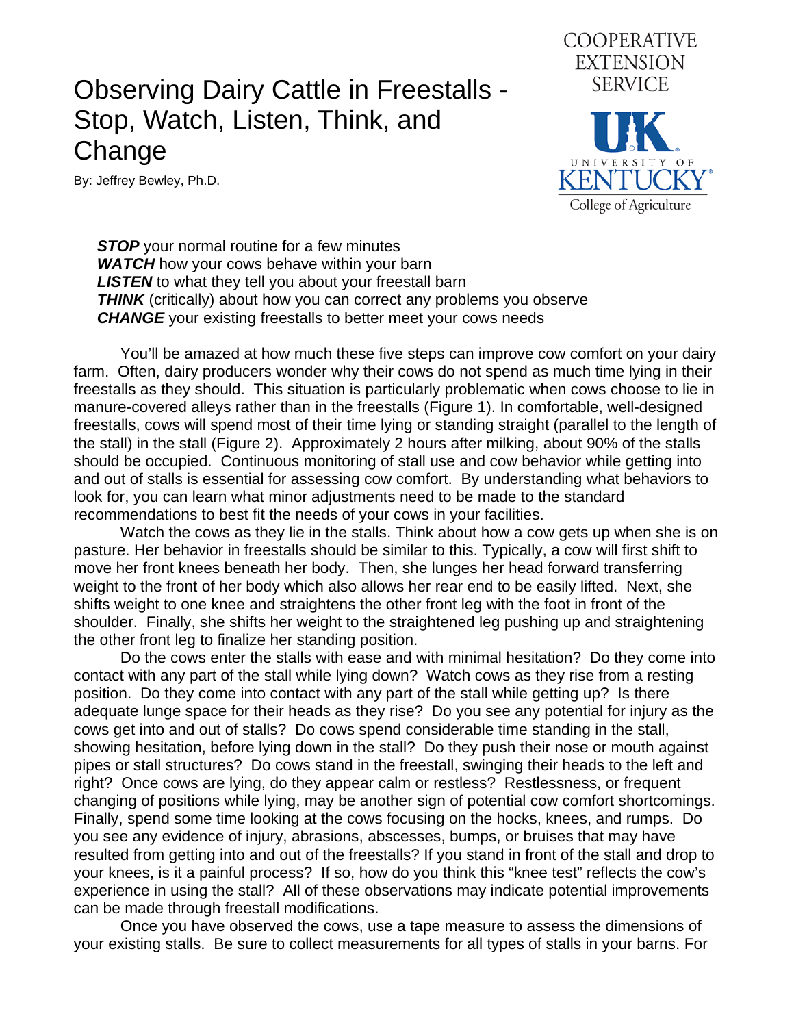# Observing Dairy Cattle in Freestalls - Stop, Watch, Listen, Think, and Change

By: Jeffrey Bewley, Ph.D.

COOPERATIVE EXTENSION SERVICE

UNIVERSITY OF KENTUCKY College of Agriculture

***STOP*** your normal routine for a few minutes
***WATCH*** how your cows behave within your barn
***LISTEN*** to what they tell you about your freestall barn
***THINK*** (critically) about how you can correct any problems you observe
***CHANGE*** your existing freestalls to better meet your cows needs

You'll be amazed at how much these five steps can improve cow comfort on your dairy farm. Often, dairy producers wonder why their cows do not spend as much time lying in their freestalls as they should. This situation is particularly problematic when cows choose to lie in manure-covered alleys rather than in the freestalls (Figure 1). In comfortable, well-designed freestalls, cows will spend most of their time lying or standing straight (parallel to the length of the stall) in the stall (Figure 2). Approximately 2 hours after milking, about 90% of the stalls should be occupied. Continuous monitoring of stall use and cow behavior while getting into and out of stalls is essential for assessing cow comfort. By understanding what behaviors to look for, you can learn what minor adjustments need to be made to the standard recommendations to best fit the needs of your cows in your facilities.

Watch the cows as they lie in the stalls. Think about how a cow gets up when she is on pasture. Her behavior in freestalls should be similar to this. Typically, a cow will first shift to move her front knees beneath her body. Then, she lunges her head forward transferring weight to the front of her body which also allows her rear end to be easily lifted. Next, she shifts weight to one knee and straightens the other front leg with the foot in front of the shoulder. Finally, she shifts her weight to the straightened leg pushing up and straightening the other front leg to finalize her standing position.

Do the cows enter the stalls with ease and with minimal hesitation? Do they come into contact with any part of the stall while lying down? Watch cows as they rise from a resting position. Do they come into contact with any part of the stall while getting up? Is there adequate lunge space for their heads as they rise? Do you see any potential for injury as the cows get into and out of stalls? Do cows spend considerable time standing in the stall, showing hesitation, before lying down in the stall? Do they push their nose or mouth against pipes or stall structures? Do cows stand in the freestall, swinging their heads to the left and right? Once cows are lying, do they appear calm or restless? Restlessness, or frequent changing of positions while lying, may be another sign of potential cow comfort shortcomings. Finally, spend some time looking at the cows focusing on the hocks, knees, and rumps. Do you see any evidence of injury, abrasions, abscesses, bumps, or bruises that may have resulted from getting into and out of the freestalls? If you stand in front of the stall and drop to your knees, is it a painful process? If so, how do you think this "knee test" reflects the cow's experience in using the stall? All of these observations may indicate potential improvements can be made through freestall modifications.

Once you have observed the cows, use a tape measure to assess the dimensions of your existing stalls. Be sure to collect measurements for all types of stalls in your barns. For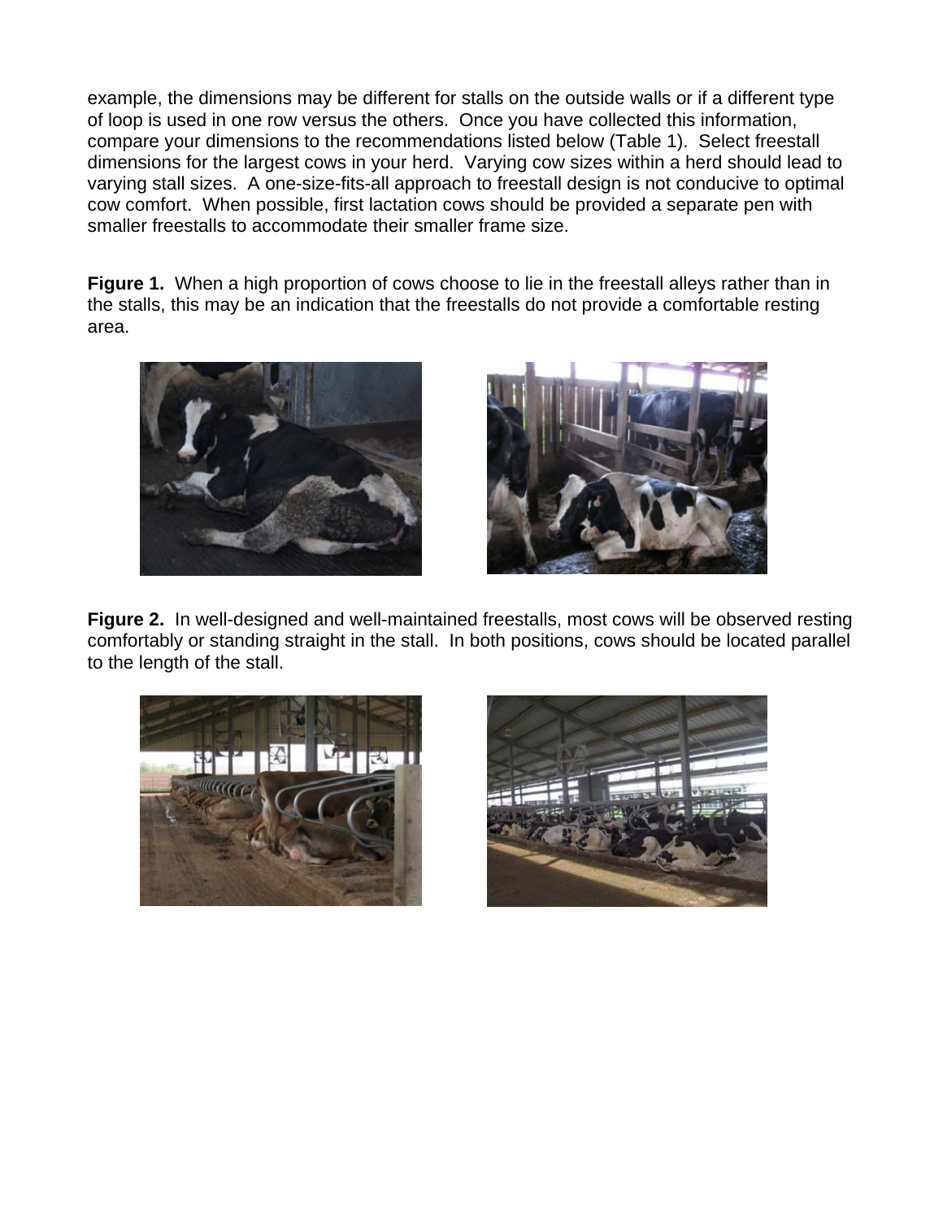example, the dimensions may be different for stalls on the outside walls or if a different type of loop is used in one row versus the others. Once you have collected this information, compare your dimensions to the recommendations listed below (Table 1). Select freestall dimensions for the largest cows in your herd. Varying cow sizes within a herd should lead to varying stall sizes. A one-size-fits-all approach to freestall design is not conducive to optimal cow comfort. When possible, first lactation cows should be provided a separate pen with smaller freestalls to accommodate their smaller frame size.

**Figure 1.** When a high proportion of cows choose to lie in the freestall alleys rather than in the stalls, this may be an indication that the freestalls do not provide a comfortable resting area.

**Figure 2.** In well-designed and well-maintained freestalls, most cows will be observed resting comfortably or standing straight in the stall. In both positions, cows should be located parallel to the length of the stall.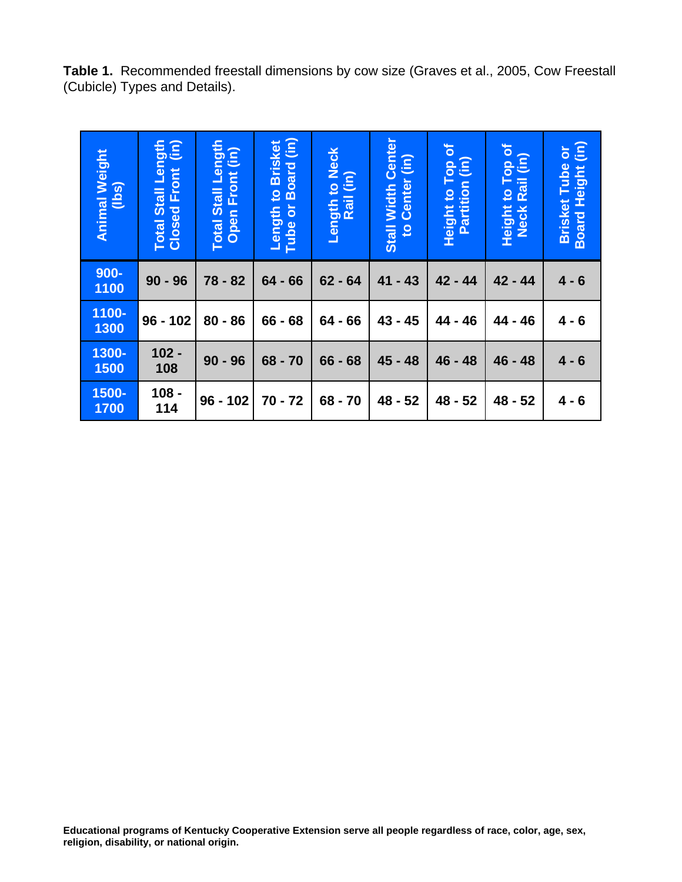**Table 1.** Recommended freestall dimensions by cow size (Graves et al., 2005, Cow Freestall (Cubicle) Types and Details).

| Animal Weight (lbs) | Total Stall Length Closed Front (in) | Total Stall Length Open Front (in) | Length to Brisket Tube or Board (in) | Length to Neck Rail (in) | Stall Width Center to Center (in) | Height to Top of Partition (in) | Height to Top of Neck Rail (in) | Brisket Tube or Board Height (in) |
|---|---|---|---|---|---|---|---|---|
| 900-1100 | 90 - 96 | 78 - 82 | 64 - 66 | 62 - 64 | 41 - 43 | 42 - 44 | 42 - 44 | 4 - 6 |
| 1100-1300 | 96 - 102 | 80 - 86 | 66 - 68 | 64 - 66 | 43 - 45 | 44 - 46 | 44 - 46 | 4 - 6 |
| 1300-1500 | 102 - 108 | 90 - 96 | 68 - 70 | 66 - 68 | 45 - 48 | 46 - 48 | 46 - 48 | 4 - 6 |
| 1500-1700 | 108 - 114 | 96 - 102 | 70 - 72 | 68 - 70 | 48 - 52 | 48 - 52 | 48 - 52 | 4 - 6 |

**Educational programs of Kentucky Cooperative Extension serve all people regardless of race, color, age, sex, religion, disability, or national origin.**